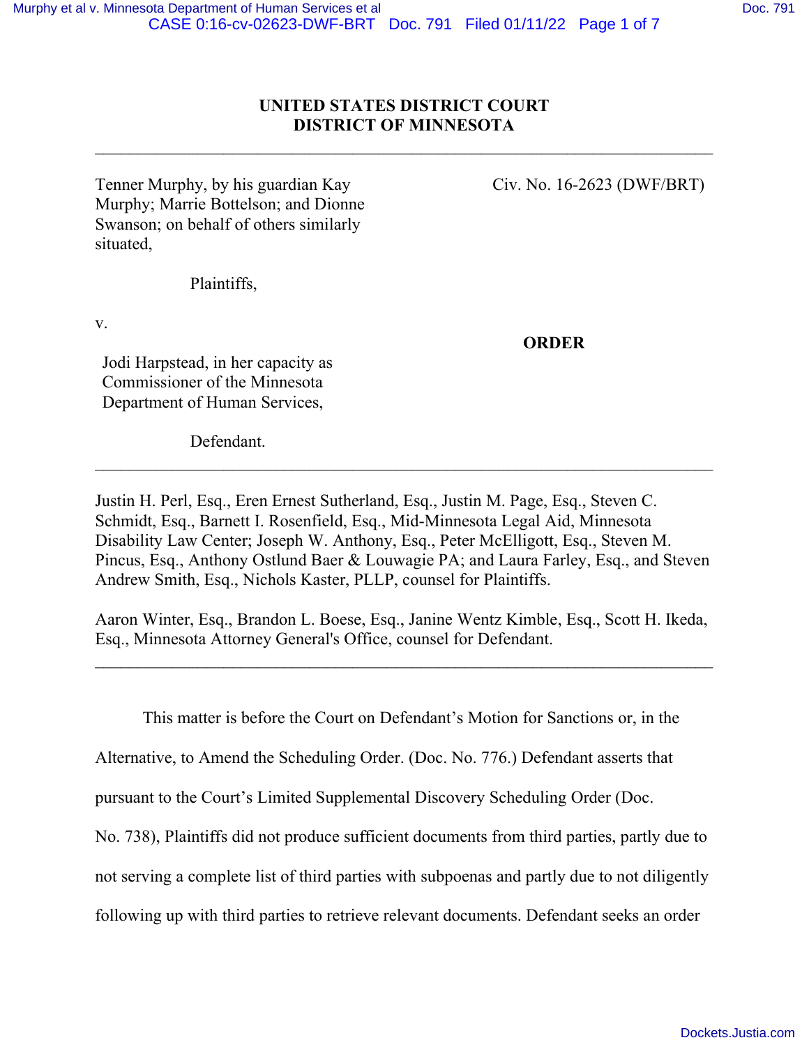**UNITED STATES DISTRICT COURT**
**DISTRICT OF MINNESOTA**

---

Tenner Murphy, by his guardian Kay Murphy; Marrie Bottelson; and Dionne Swanson; on behalf of others similarly situated,

Plaintiffs,

v.

Jodi Harpstead, in her capacity as Commissioner of the Minnesota Department of Human Services,

Defendant.

Civ. No. 16-2623 (DWF/BRT)

**ORDER**

---

Justin H. Perl, Esq., Eren Ernest Sutherland, Esq., Justin M. Page, Esq., Steven C. Schmidt, Esq., Barnett I. Rosenfield, Esq., Mid-Minnesota Legal Aid, Minnesota Disability Law Center; Joseph W. Anthony, Esq., Peter McElligott, Esq., Steven M. Pincus, Esq., Anthony Ostlund Baer & Louwagie PA; and Laura Farley, Esq., and Steven Andrew Smith, Esq., Nichols Kaster, PLLP, counsel for Plaintiffs.

Aaron Winter, Esq., Brandon L. Boese, Esq., Janine Wentz Kimble, Esq., Scott H. Ikeda, Esq., Minnesota Attorney General's Office, counsel for Defendant.

---

This matter is before the Court on Defendant's Motion for Sanctions or, in the Alternative, to Amend the Scheduling Order. (Doc. No. 776.) Defendant asserts that pursuant to the Court's Limited Supplemental Discovery Scheduling Order (Doc. No. 738), Plaintiffs did not produce sufficient documents from third parties, partly due to not serving a complete list of third parties with subpoenas and partly due to not diligently following up with third parties to retrieve relevant documents. Defendant seeks an order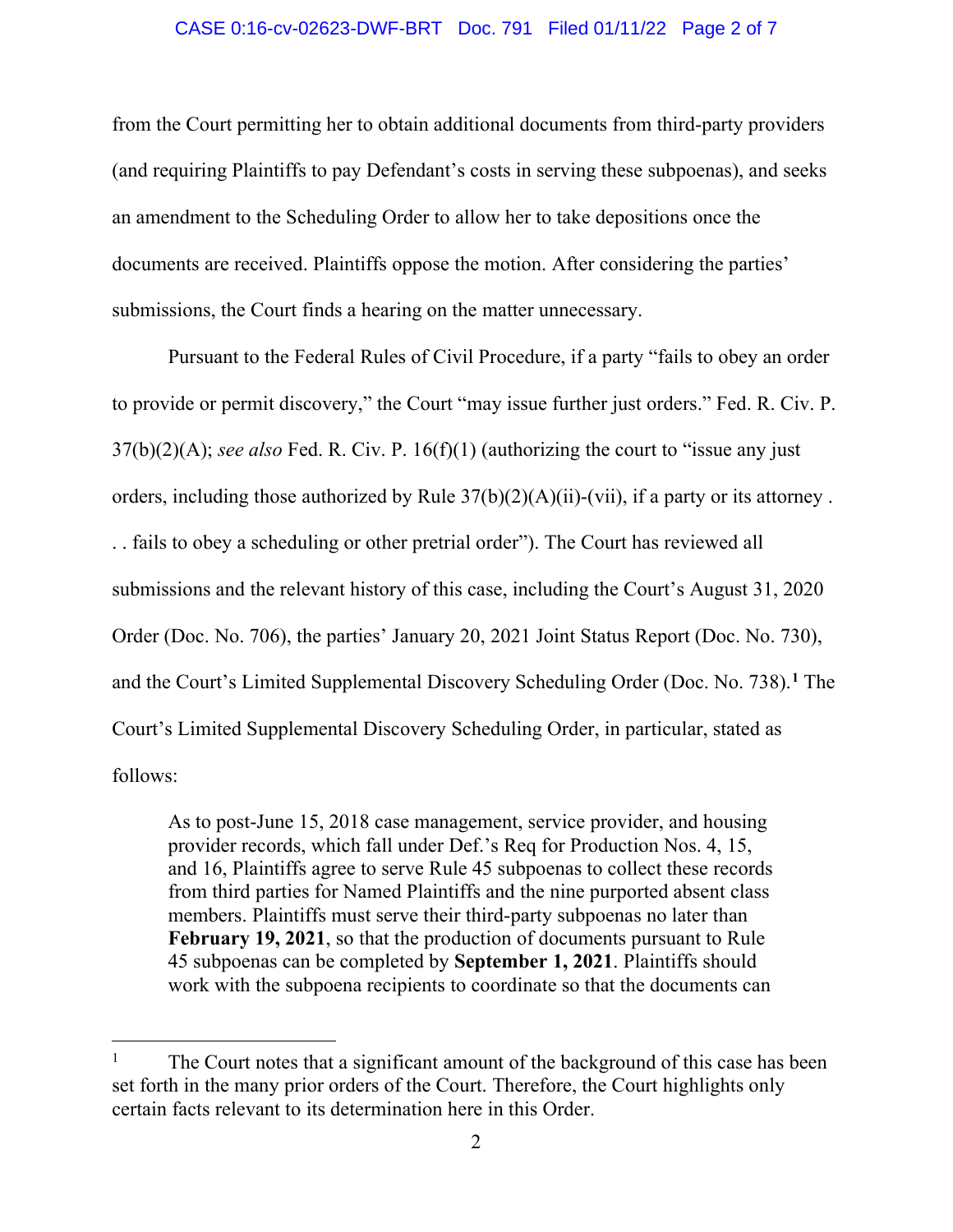from the Court permitting her to obtain additional documents from third-party providers (and requiring Plaintiffs to pay Defendant's costs in serving these subpoenas), and seeks an amendment to the Scheduling Order to allow her to take depositions once the documents are received. Plaintiffs oppose the motion. After considering the parties' submissions, the Court finds a hearing on the matter unnecessary.

Pursuant to the Federal Rules of Civil Procedure, if a party "fails to obey an order to provide or permit discovery," the Court "may issue further just orders." Fed. R. Civ. P. 37(b)(2)(A); *see also* Fed. R. Civ. P. 16(f)(1) (authorizing the court to "issue any just orders, including those authorized by Rule 37(b)(2)(A)(ii)-(vii), if a party or its attorney . . . fails to obey a scheduling or other pretrial order"). The Court has reviewed all submissions and the relevant history of this case, including the Court's August 31, 2020 Order (Doc. No. 706), the parties' January 20, 2021 Joint Status Report (Doc. No. 730), and the Court's Limited Supplemental Discovery Scheduling Order (Doc. No. 738).[1] The Court's Limited Supplemental Discovery Scheduling Order, in particular, stated as follows:

> As to post-June 15, 2018 case management, service provider, and housing provider records, which fall under Def.'s Req for Production Nos. 4, 15, and 16, Plaintiffs agree to serve Rule 45 subpoenas to collect these records from third parties for Named Plaintiffs and the nine purported absent class members. Plaintiffs must serve their third-party subpoenas no later than **February 19, 2021**, so that the production of documents pursuant to Rule 45 subpoenas can be completed by **September 1, 2021**. Plaintiffs should work with the subpoena recipients to coordinate so that the documents can

[1] The Court notes that a significant amount of the background of this case has been set forth in the many prior orders of the Court. Therefore, the Court highlights only certain facts relevant to its determination here in this Order.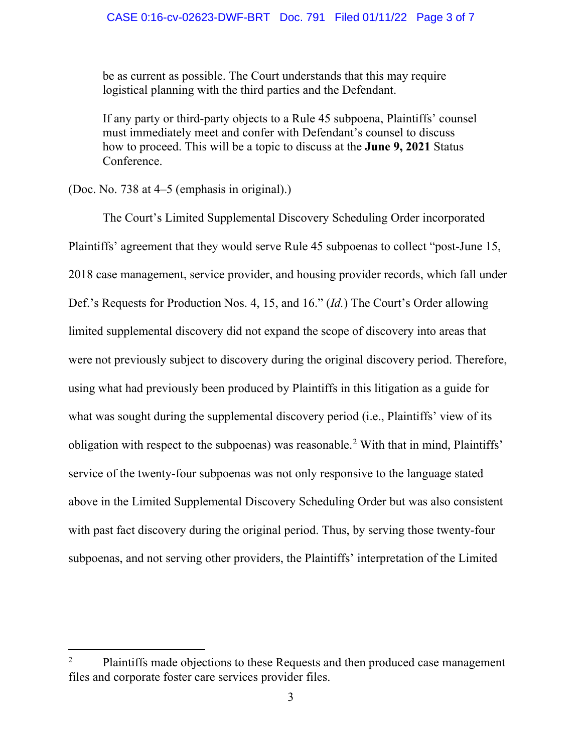> be as current as possible. The Court understands that this may require logistical planning with the third parties and the Defendant.
>
> If any party or third-party objects to a Rule 45 subpoena, Plaintiffs' counsel must immediately meet and confer with Defendant's counsel to discuss how to proceed. This will be a topic to discuss at the **June 9, 2021** Status Conference.

(Doc. No. 738 at 4–5 (emphasis in original).)

The Court's Limited Supplemental Discovery Scheduling Order incorporated Plaintiffs' agreement that they would serve Rule 45 subpoenas to collect "post-June 15, 2018 case management, service provider, and housing provider records, which fall under Def.'s Requests for Production Nos. 4, 15, and 16." (*Id.*) The Court's Order allowing limited supplemental discovery did not expand the scope of discovery into areas that were not previously subject to discovery during the original discovery period. Therefore, using what had previously been produced by Plaintiffs in this litigation as a guide for what was sought during the supplemental discovery period (i.e., Plaintiffs' view of its obligation with respect to the subpoenas) was reasonable.[2] With that in mind, Plaintiffs' service of the twenty-four subpoenas was not only responsive to the language stated above in the Limited Supplemental Discovery Scheduling Order but was also consistent with past fact discovery during the original period. Thus, by serving those twenty-four subpoenas, and not serving other providers, the Plaintiffs' interpretation of the Limited

---

[2] Plaintiffs made objections to these Requests and then produced case management files and corporate foster care services provider files.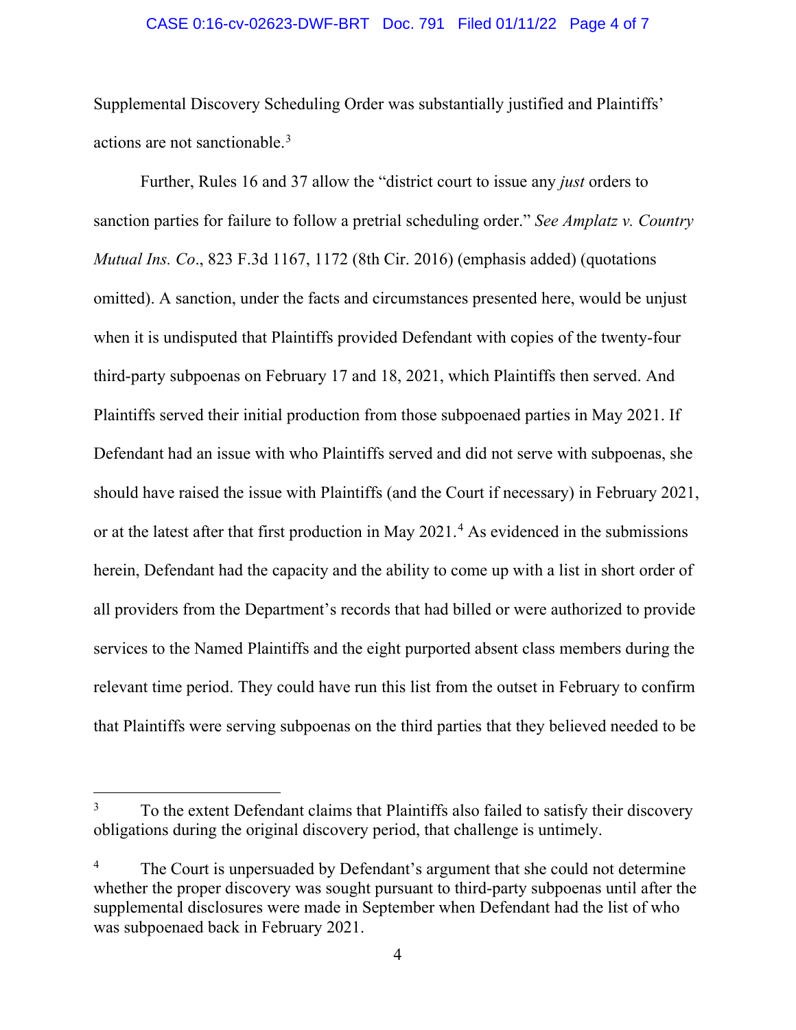Supplemental Discovery Scheduling Order was substantially justified and Plaintiffs' actions are not sanctionable.[3]

Further, Rules 16 and 37 allow the "district court to issue any *just* orders to sanction parties for failure to follow a pretrial scheduling order." *See Amplatz v. Country Mutual Ins. Co*., 823 F.3d 1167, 1172 (8th Cir. 2016) (emphasis added) (quotations omitted). A sanction, under the facts and circumstances presented here, would be unjust when it is undisputed that Plaintiffs provided Defendant with copies of the twenty-four third-party subpoenas on February 17 and 18, 2021, which Plaintiffs then served. And Plaintiffs served their initial production from those subpoenaed parties in May 2021. If Defendant had an issue with who Plaintiffs served and did not serve with subpoenas, she should have raised the issue with Plaintiffs (and the Court if necessary) in February 2021, or at the latest after that first production in May 2021.[4] As evidenced in the submissions herein, Defendant had the capacity and the ability to come up with a list in short order of all providers from the Department's records that had billed or were authorized to provide services to the Named Plaintiffs and the eight purported absent class members during the relevant time period. They could have run this list from the outset in February to confirm that Plaintiffs were serving subpoenas on the third parties that they believed needed to be

---

[3] To the extent Defendant claims that Plaintiffs also failed to satisfy their discovery obligations during the original discovery period, that challenge is untimely.

[4] The Court is unpersuaded by Defendant's argument that she could not determine whether the proper discovery was sought pursuant to third-party subpoenas until after the supplemental disclosures were made in September when Defendant had the list of who was subpoenaed back in February 2021.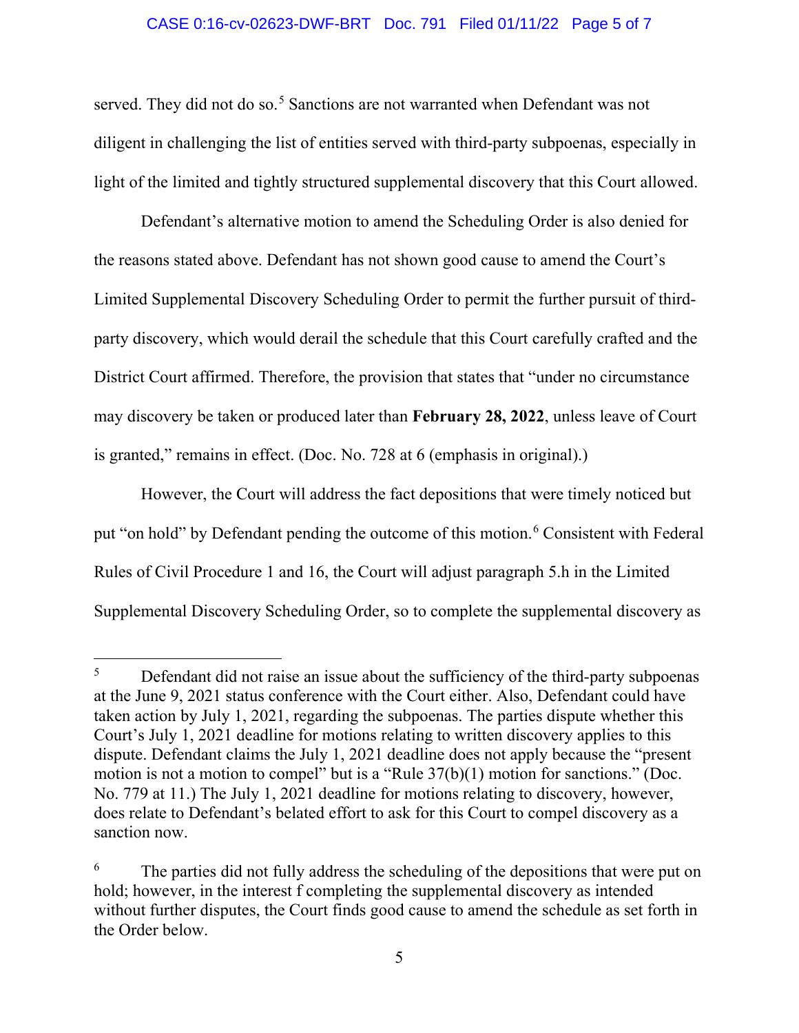served. They did not do so.[5] Sanctions are not warranted when Defendant was not diligent in challenging the list of entities served with third-party subpoenas, especially in light of the limited and tightly structured supplemental discovery that this Court allowed.

Defendant's alternative motion to amend the Scheduling Order is also denied for the reasons stated above. Defendant has not shown good cause to amend the Court's Limited Supplemental Discovery Scheduling Order to permit the further pursuit of third-party discovery, which would derail the schedule that this Court carefully crafted and the District Court affirmed. Therefore, the provision that states that "under no circumstance may discovery be taken or produced later than **February 28, 2022**, unless leave of Court is granted," remains in effect. (Doc. No. 728 at 6 (emphasis in original).)

However, the Court will address the fact depositions that were timely noticed but put "on hold" by Defendant pending the outcome of this motion.[6] Consistent with Federal Rules of Civil Procedure 1 and 16, the Court will adjust paragraph 5.h in the Limited Supplemental Discovery Scheduling Order, so to complete the supplemental discovery as

---

[5] Defendant did not raise an issue about the sufficiency of the third-party subpoenas at the June 9, 2021 status conference with the Court either. Also, Defendant could have taken action by July 1, 2021, regarding the subpoenas. The parties dispute whether this Court's July 1, 2021 deadline for motions relating to written discovery applies to this dispute. Defendant claims the July 1, 2021 deadline does not apply because the "present motion is not a motion to compel" but is a "Rule 37(b)(1) motion for sanctions." (Doc. No. 779 at 11.) The July 1, 2021 deadline for motions relating to discovery, however, does relate to Defendant's belated effort to ask for this Court to compel discovery as a sanction now.

[6] The parties did not fully address the scheduling of the depositions that were put on hold; however, in the interest f completing the supplemental discovery as intended without further disputes, the Court finds good cause to amend the schedule as set forth in the Order below.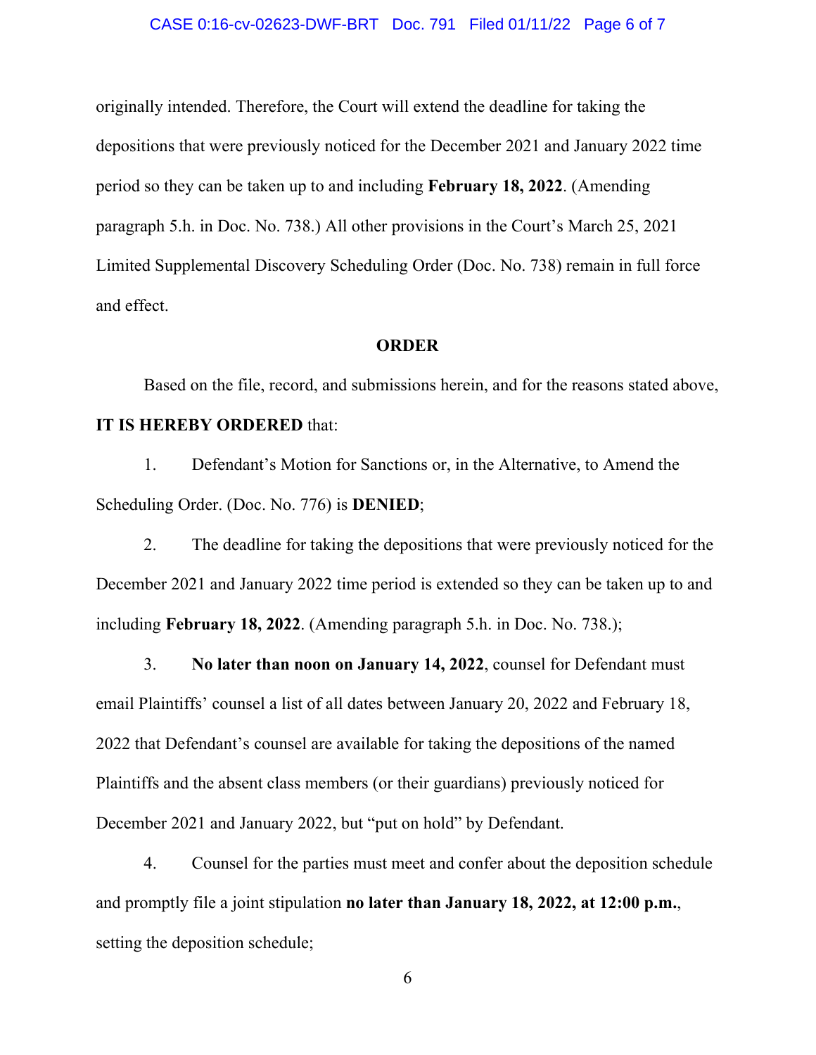originally intended. Therefore, the Court will extend the deadline for taking the depositions that were previously noticed for the December 2021 and January 2022 time period so they can be taken up to and including **February 18, 2022**. (Amending paragraph 5.h. in Doc. No. 738.) All other provisions in the Court's March 25, 2021 Limited Supplemental Discovery Scheduling Order (Doc. No. 738) remain in full force and effect.

**ORDER**

Based on the file, record, and submissions herein, and for the reasons stated above, **IT IS HEREBY ORDERED** that:

1. Defendant's Motion for Sanctions or, in the Alternative, to Amend the Scheduling Order. (Doc. No. 776) is **DENIED**;

2. The deadline for taking the depositions that were previously noticed for the December 2021 and January 2022 time period is extended so they can be taken up to and including **February 18, 2022**. (Amending paragraph 5.h. in Doc. No. 738.);

3. **No later than noon on January 14, 2022**, counsel for Defendant must email Plaintiffs' counsel a list of all dates between January 20, 2022 and February 18, 2022 that Defendant's counsel are available for taking the depositions of the named Plaintiffs and the absent class members (or their guardians) previously noticed for December 2021 and January 2022, but "put on hold" by Defendant.

4. Counsel for the parties must meet and confer about the deposition schedule and promptly file a joint stipulation **no later than January 18, 2022, at 12:00 p.m.**, setting the deposition schedule;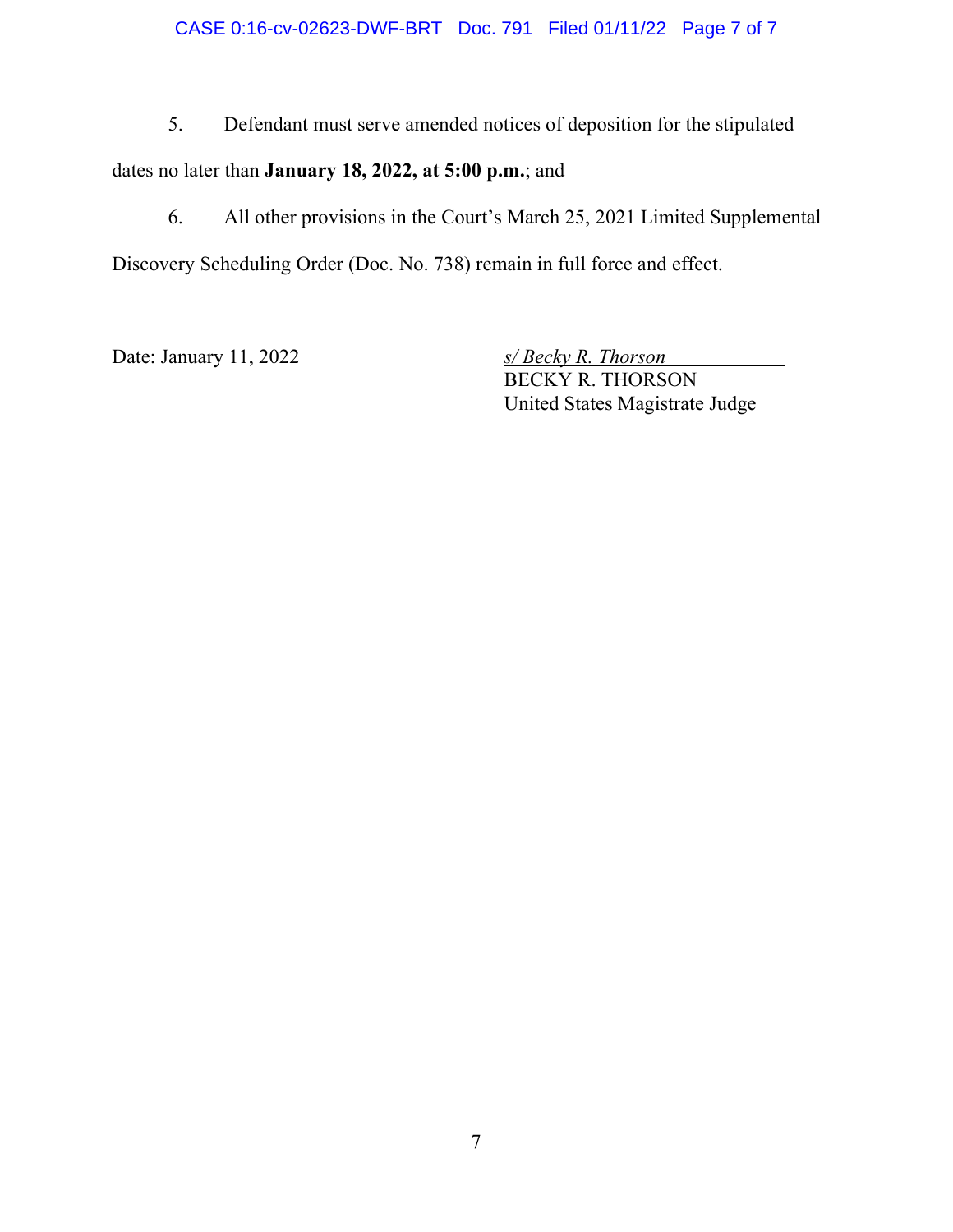5. Defendant must serve amended notices of deposition for the stipulated dates no later than **January 18, 2022, at 5:00 p.m.**; and

6. All other provisions in the Court's March 25, 2021 Limited Supplemental Discovery Scheduling Order (Doc. No. 738) remain in full force and effect.

Date: January 11, 2022

*s/ Becky R. Thorson*
BECKY R. THORSON
United States Magistrate Judge